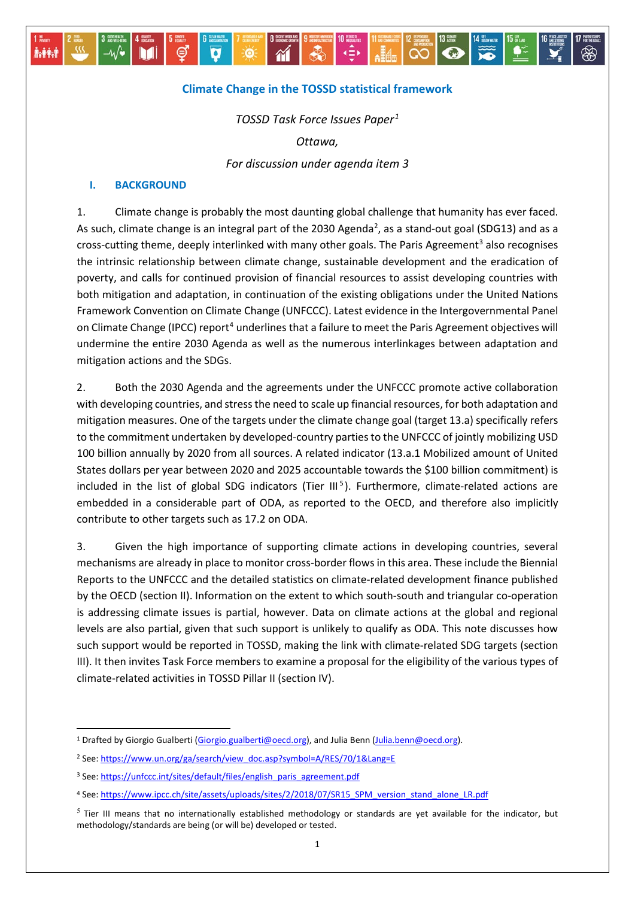# Climate Change in the TOSSD statistical framework

*TOSSD Task Force Issues Paper*[1]

*Ottawa,*

*For discussion under agenda item 3*

## I. BACKGROUND

1. Climate change is probably the most daunting global challenge that humanity has ever faced. As such, climate change is an integral part of the 2030 Agenda[2], as a stand-out goal (SDG13) and as a cross-cutting theme, deeply interlinked with many other goals. The Paris Agreement[3] also recognises the intrinsic relationship between climate change, sustainable development and the eradication of poverty, and calls for continued provision of financial resources to assist developing countries with both mitigation and adaptation, in continuation of the existing obligations under the United Nations Framework Convention on Climate Change (UNFCCC). Latest evidence in the Intergovernmental Panel on Climate Change (IPCC) report[4] underlines that a failure to meet the Paris Agreement objectives will undermine the entire 2030 Agenda as well as the numerous interlinkages between adaptation and mitigation actions and the SDGs.

2. Both the 2030 Agenda and the agreements under the UNFCCC promote active collaboration with developing countries, and stress the need to scale up financial resources, for both adaptation and mitigation measures. One of the targets under the climate change goal (target 13.a) specifically refers to the commitment undertaken by developed-country parties to the UNFCCC of jointly mobilizing USD 100 billion annually by 2020 from all sources. A related indicator (13.a.1 Mobilized amount of United States dollars per year between 2020 and 2025 accountable towards the $100 billion commitment) is included in the list of global SDG indicators (Tier III[5]). Furthermore, climate-related actions are embedded in a considerable part of ODA, as reported to the OECD, and therefore also implicitly contribute to other targets such as 17.2 on ODA.

3. Given the high importance of supporting climate actions in developing countries, several mechanisms are already in place to monitor cross-border flows in this area. These include the Biennial Reports to the UNFCCC and the detailed statistics on climate-related development finance published by the OECD (section II). Information on the extent to which south-south and triangular co-operation is addressing climate issues is partial, however. Data on climate actions at the global and regional levels are also partial, given that such support is unlikely to qualify as ODA. This note discusses how such support would be reported in TOSSD, making the link with climate-related SDG targets (section III). It then invites Task Force members to examine a proposal for the eligibility of the various types of climate-related activities in TOSSD Pillar II (section IV).

---

[1] Drafted by Giorgio Gualberti (Giorgio.gualberti@oecd.org), and Julia Benn (Julia.benn@oecd.org).

[2] See: https://www.un.org/ga/search/view_doc.asp?symbol=A/RES/70/1&Lang=E

[3] See: https://unfccc.int/sites/default/files/english_paris_agreement.pdf

[4] See: https://www.ipcc.ch/site/assets/uploads/sites/2/2018/07/SR15_SPM_version_stand_alone_LR.pdf

[5] Tier III means that no internationally established methodology or standards are yet available for the indicator, but methodology/standards are being (or will be) developed or tested.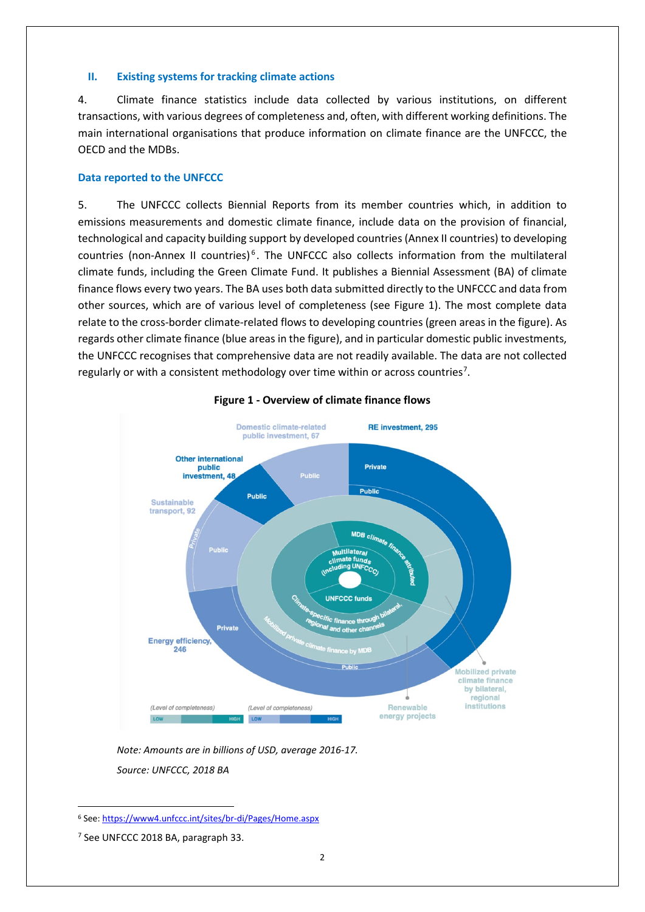## II. Existing systems for tracking climate actions

4. Climate finance statistics include data collected by various institutions, on different transactions, with various degrees of completeness and, often, with different working definitions. The main international organisations that produce information on climate finance are the UNFCCC, the OECD and the MDBs.

### Data reported to the UNFCCC

5. The UNFCCC collects Biennial Reports from its member countries which, in addition to emissions measurements and domestic climate finance, include data on the provision of financial, technological and capacity building support by developed countries (Annex II countries) to developing countries (non-Annex II countries)[6]. The UNFCCC also collects information from the multilateral climate funds, including the Green Climate Fund. It publishes a Biennial Assessment (BA) of climate finance flows every two years. The BA uses both data submitted directly to the UNFCCC and data from other sources, which are of various level of completeness (see Figure 1). The most complete data relate to the cross-border climate-related flows to developing countries (green areas in the figure). As regards other climate finance (blue areas in the figure), and in particular domestic public investments, the UNFCCC recognises that comprehensive data are not readily available. The data are not collected regularly or with a consistent methodology over time within or across countries[7].

**Figure 1 - Overview of climate finance flows**

*Note: Amounts are in billions of USD, average 2016-17.*

*Source: UNFCCC, 2018 BA*

---

[6] See: https://www4.unfccc.int/sites/br-di/Pages/Home.aspx

[7] See UNFCCC 2018 BA, paragraph 33.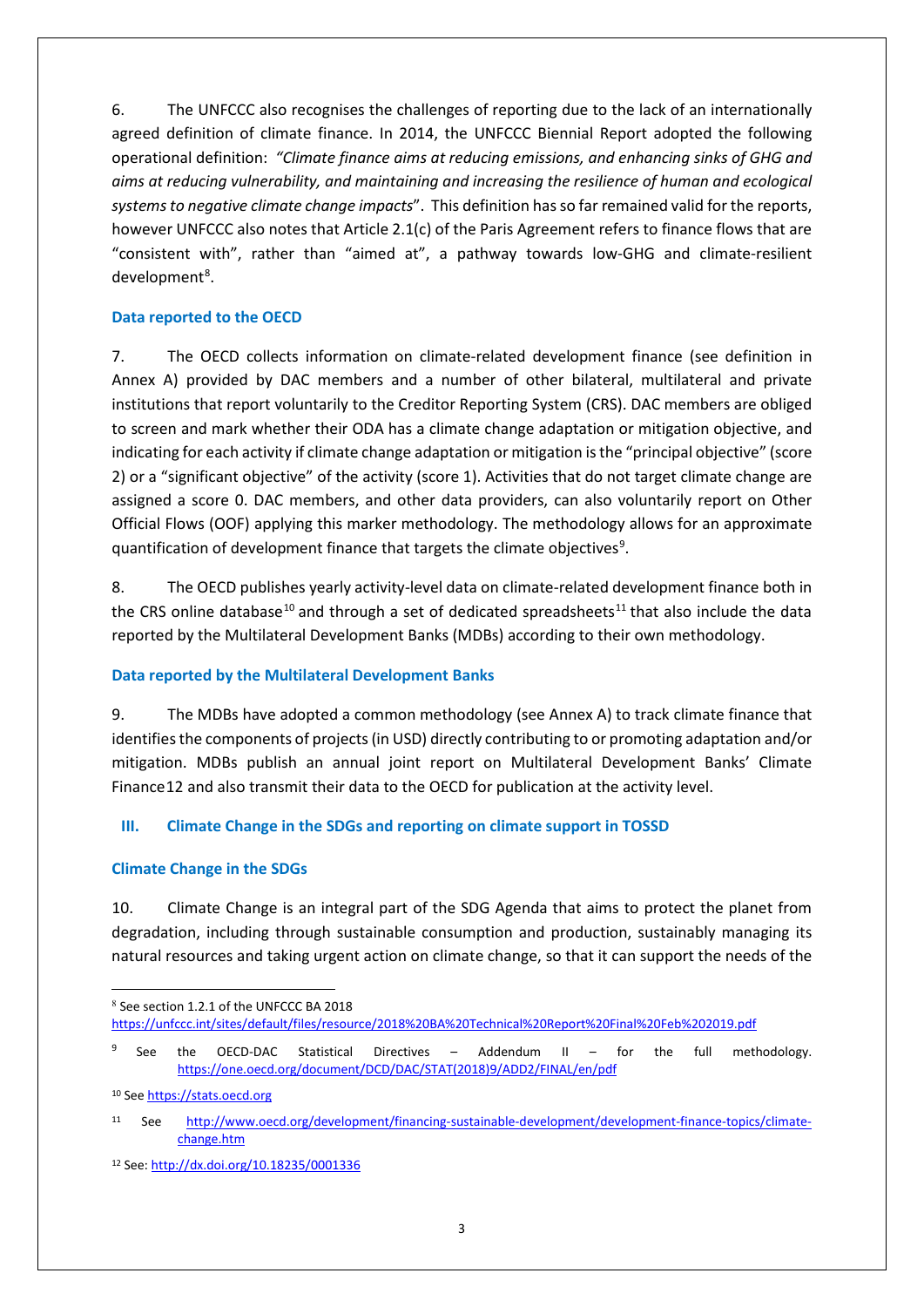6. The UNFCCC also recognises the challenges of reporting due to the lack of an internationally agreed definition of climate finance. In 2014, the UNFCCC Biennial Report adopted the following operational definition: *"Climate finance aims at reducing emissions, and enhancing sinks of GHG and aims at reducing vulnerability, and maintaining and increasing the resilience of human and ecological systems to negative climate change impacts*". This definition has so far remained valid for the reports, however UNFCCC also notes that Article 2.1(c) of the Paris Agreement refers to finance flows that are "consistent with", rather than "aimed at", a pathway towards low-GHG and climate-resilient development[8].

### Data reported to the OECD

7. The OECD collects information on climate-related development finance (see definition in Annex A) provided by DAC members and a number of other bilateral, multilateral and private institutions that report voluntarily to the Creditor Reporting System (CRS). DAC members are obliged to screen and mark whether their ODA has a climate change adaptation or mitigation objective, and indicating for each activity if climate change adaptation or mitigation is the "principal objective" (score 2) or a "significant objective" of the activity (score 1). Activities that do not target climate change are assigned a score 0. DAC members, and other data providers, can also voluntarily report on Other Official Flows (OOF) applying this marker methodology. The methodology allows for an approximate quantification of development finance that targets the climate objectives[9].

8. The OECD publishes yearly activity-level data on climate-related development finance both in the CRS online database[10] and through a set of dedicated spreadsheets[11] that also include the data reported by the Multilateral Development Banks (MDBs) according to their own methodology.

### Data reported by the Multilateral Development Banks

9. The MDBs have adopted a common methodology (see Annex A) to track climate finance that identifies the components of projects (in USD) directly contributing to or promoting adaptation and/or mitigation. MDBs publish an annual joint report on Multilateral Development Banks' Climate Finance12 and also transmit their data to the OECD for publication at the activity level.

## III. Climate Change in the SDGs and reporting on climate support in TOSSD

### Climate Change in the SDGs

10. Climate Change is an integral part of the SDG Agenda that aims to protect the planet from degradation, including through sustainable consumption and production, sustainably managing its natural resources and taking urgent action on climate change, so that it can support the needs of the

---

[8] See section 1.2.1 of the UNFCCC BA 2018 https://unfccc.int/sites/default/files/resource/2018%20BA%20Technical%20Report%20Final%20Feb%202019.pdf

[9] See the OECD-DAC Statistical Directives – Addendum II – for the full methodology. https://one.oecd.org/document/DCD/DAC/STAT(2018)9/ADD2/FINAL/en/pdf

[10] See https://stats.oecd.org

[11] See http://www.oecd.org/development/financing-sustainable-development/development-finance-topics/climate-change.htm

[12] See: http://dx.doi.org/10.18235/0001336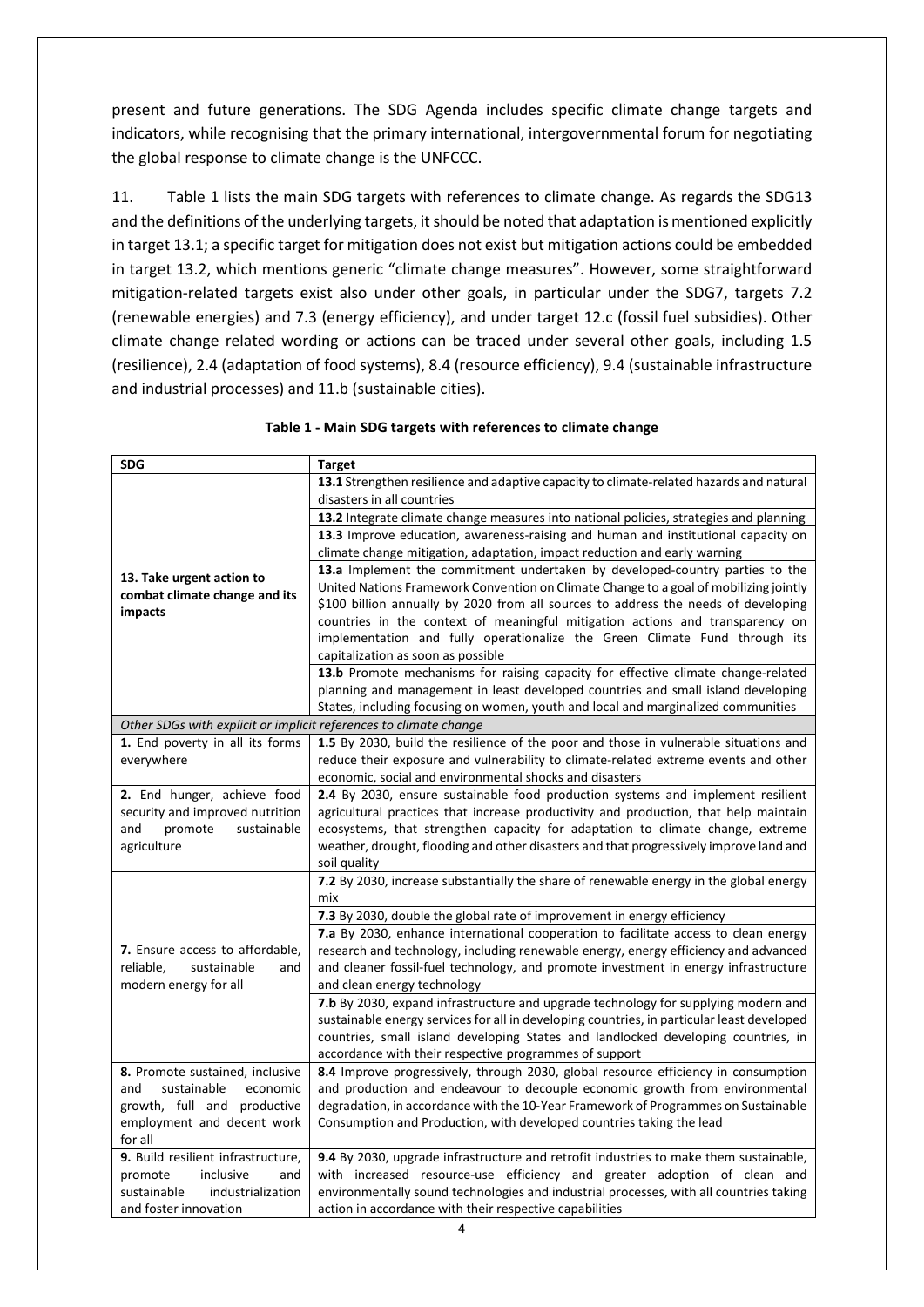present and future generations. The SDG Agenda includes specific climate change targets and indicators, while recognising that the primary international, intergovernmental forum for negotiating the global response to climate change is the UNFCCC.

11. Table 1 lists the main SDG targets with references to climate change. As regards the SDG13 and the definitions of the underlying targets, it should be noted that adaptation is mentioned explicitly in target 13.1; a specific target for mitigation does not exist but mitigation actions could be embedded in target 13.2, which mentions generic "climate change measures". However, some straightforward mitigation-related targets exist also under other goals, in particular under the SDG7, targets 7.2 (renewable energies) and 7.3 (energy efficiency), and under target 12.c (fossil fuel subsidies). Other climate change related wording or actions can be traced under several other goals, including 1.5 (resilience), 2.4 (adaptation of food systems), 8.4 (resource efficiency), 9.4 (sustainable infrastructure and industrial processes) and 11.b (sustainable cities).

**Table 1 - Main SDG targets with references to climate change**

| SDG | Target |
|---|---|
| **13. Take urgent action to combat climate change and its impacts** | **13.1** Strengthen resilience and adaptive capacity to climate-related hazards and natural disasters in all countries |
| | **13.2** Integrate climate change measures into national policies, strategies and planning |
| | **13.3** Improve education, awareness-raising and human and institutional capacity on climate change mitigation, adaptation, impact reduction and early warning |
| | **13.a** Implement the commitment undertaken by developed-country parties to the United Nations Framework Convention on Climate Change to a goal of mobilizing jointly $100 billion annually by 2020 from all sources to address the needs of developing countries in the context of meaningful mitigation actions and transparency on implementation and fully operationalize the Green Climate Fund through its capitalization as soon as possible |
| | **13.b** Promote mechanisms for raising capacity for effective climate change-related planning and management in least developed countries and small island developing States, including focusing on women, youth and local and marginalized communities |
| *Other SDGs with explicit or implicit references to climate change* | |
| **1.** End poverty in all its forms everywhere | **1.5** By 2030, build the resilience of the poor and those in vulnerable situations and reduce their exposure and vulnerability to climate-related extreme events and other economic, social and environmental shocks and disasters |
| **2.** End hunger, achieve food security and improved nutrition and promote sustainable agriculture | **2.4** By 2030, ensure sustainable food production systems and implement resilient agricultural practices that increase productivity and production, that help maintain ecosystems, that strengthen capacity for adaptation to climate change, extreme weather, drought, flooding and other disasters and that progressively improve land and soil quality |
| **7.** Ensure access to affordable, reliable, sustainable and modern energy for all | **7.2** By 2030, increase substantially the share of renewable energy in the global energy mix |
| | **7.3** By 2030, double the global rate of improvement in energy efficiency |
| | **7.a** By 2030, enhance international cooperation to facilitate access to clean energy research and technology, including renewable energy, energy efficiency and advanced and cleaner fossil-fuel technology, and promote investment in energy infrastructure and clean energy technology |
| | **7.b** By 2030, expand infrastructure and upgrade technology for supplying modern and sustainable energy services for all in developing countries, in particular least developed countries, small island developing States and landlocked developing countries, in accordance with their respective programmes of support |
| **8.** Promote sustained, inclusive and sustainable economic growth, full and productive employment and decent work for all | **8.4** Improve progressively, through 2030, global resource efficiency in consumption and production and endeavour to decouple economic growth from environmental degradation, in accordance with the 10-Year Framework of Programmes on Sustainable Consumption and Production, with developed countries taking the lead |
| **9.** Build resilient infrastructure, promote inclusive and sustainable industrialization and foster innovation | **9.4** By 2030, upgrade infrastructure and retrofit industries to make them sustainable, with increased resource-use efficiency and greater adoption of clean and environmentally sound technologies and industrial processes, with all countries taking action in accordance with their respective capabilities |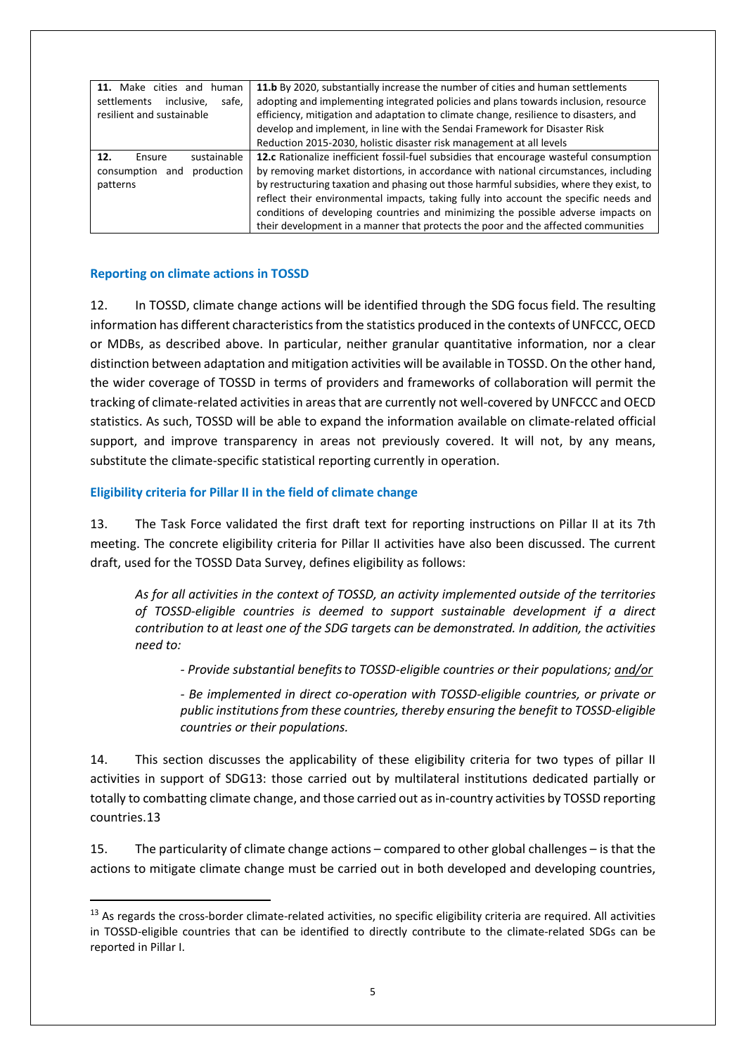| | |
|---|---|
| **11.** Make cities and human settlements inclusive, safe, resilient and sustainable | **11.b** By 2020, substantially increase the number of cities and human settlements adopting and implementing integrated policies and plans towards inclusion, resource efficiency, mitigation and adaptation to climate change, resilience to disasters, and develop and implement, in line with the Sendai Framework for Disaster Risk Reduction 2015-2030, holistic disaster risk management at all levels |
| **12.** Ensure sustainable consumption and production patterns | **12.c** Rationalize inefficient fossil-fuel subsidies that encourage wasteful consumption by removing market distortions, in accordance with national circumstances, including by restructuring taxation and phasing out those harmful subsidies, where they exist, to reflect their environmental impacts, taking fully into account the specific needs and conditions of developing countries and minimizing the possible adverse impacts on their development in a manner that protects the poor and the affected communities |

### Reporting on climate actions in TOSSD

12. In TOSSD, climate change actions will be identified through the SDG focus field. The resulting information has different characteristics from the statistics produced in the contexts of UNFCCC, OECD or MDBs, as described above. In particular, neither granular quantitative information, nor a clear distinction between adaptation and mitigation activities will be available in TOSSD. On the other hand, the wider coverage of TOSSD in terms of providers and frameworks of collaboration will permit the tracking of climate-related activities in areas that are currently not well-covered by UNFCCC and OECD statistics. As such, TOSSD will be able to expand the information available on climate-related official support, and improve transparency in areas not previously covered. It will not, by any means, substitute the climate-specific statistical reporting currently in operation.

### Eligibility criteria for Pillar II in the field of climate change

13. The Task Force validated the first draft text for reporting instructions on Pillar II at its 7th meeting. The concrete eligibility criteria for Pillar II activities have also been discussed. The current draft, used for the TOSSD Data Survey, defines eligibility as follows:

> *As for all activities in the context of TOSSD, an activity implemented outside of the territories of TOSSD-eligible countries is deemed to support sustainable development if a direct contribution to at least one of the SDG targets can be demonstrated. In addition, the activities need to:*
>
> *- Provide substantial benefits to TOSSD-eligible countries or their populations; <u>and/or</u>*
>
> *- Be implemented in direct co-operation with TOSSD-eligible countries, or private or public institutions from these countries, thereby ensuring the benefit to TOSSD-eligible countries or their populations.*

14. This section discusses the applicability of these eligibility criteria for two types of pillar II activities in support of SDG13: those carried out by multilateral institutions dedicated partially or totally to combatting climate change, and those carried out as in-country activities by TOSSD reporting countries.13

15. The particularity of climate change actions – compared to other global challenges – is that the actions to mitigate climate change must be carried out in both developed and developing countries,

---

[13] As regards the cross-border climate-related activities, no specific eligibility criteria are required. All activities in TOSSD-eligible countries that can be identified to directly contribute to the climate-related SDGs can be reported in Pillar I.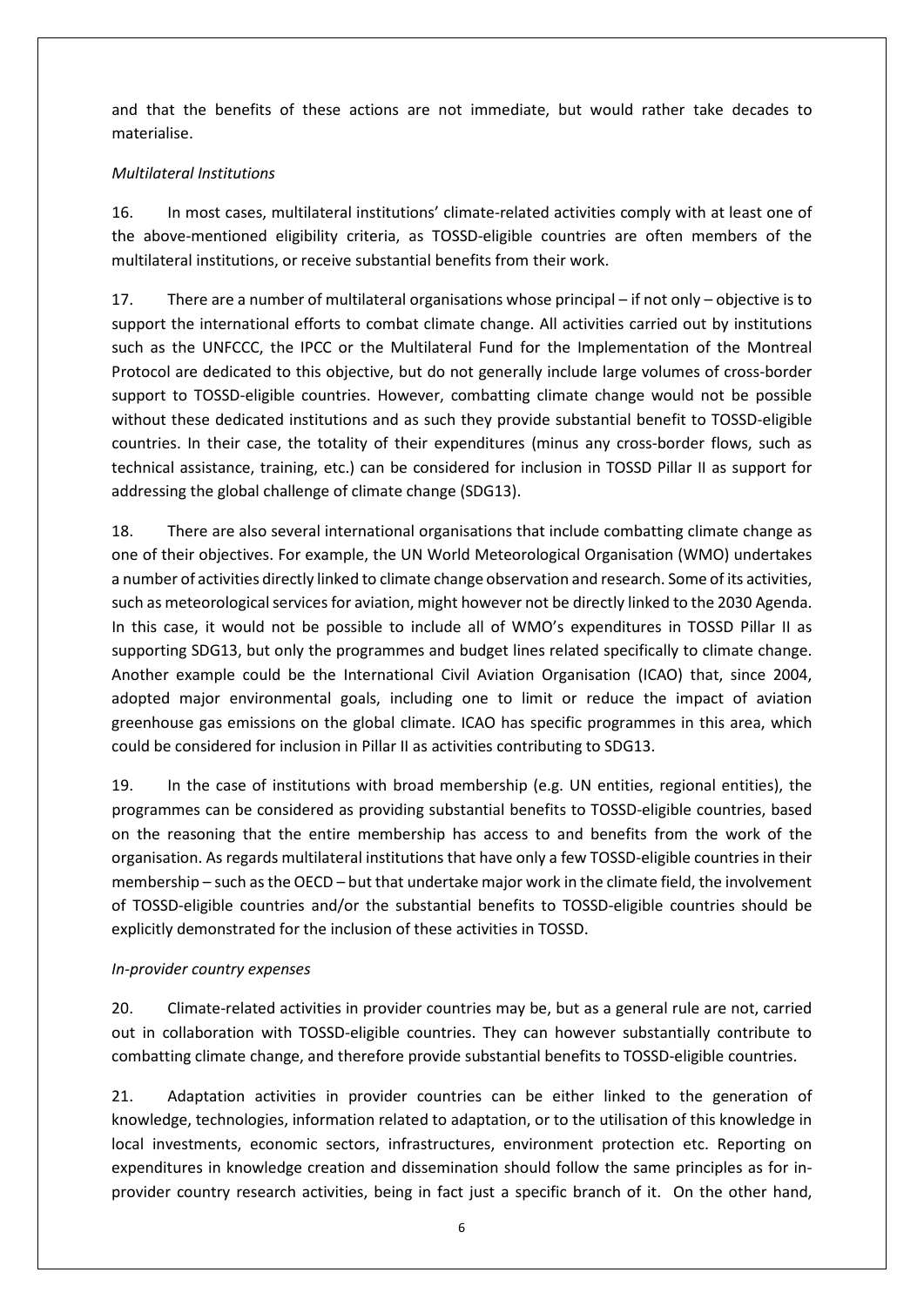and that the benefits of these actions are not immediate, but would rather take decades to materialise.

*Multilateral Institutions*

16. In most cases, multilateral institutions' climate-related activities comply with at least one of the above-mentioned eligibility criteria, as TOSSD-eligible countries are often members of the multilateral institutions, or receive substantial benefits from their work.

17. There are a number of multilateral organisations whose principal – if not only – objective is to support the international efforts to combat climate change. All activities carried out by institutions such as the UNFCCC, the IPCC or the Multilateral Fund for the Implementation of the Montreal Protocol are dedicated to this objective, but do not generally include large volumes of cross-border support to TOSSD-eligible countries. However, combatting climate change would not be possible without these dedicated institutions and as such they provide substantial benefit to TOSSD-eligible countries. In their case, the totality of their expenditures (minus any cross-border flows, such as technical assistance, training, etc.) can be considered for inclusion in TOSSD Pillar II as support for addressing the global challenge of climate change (SDG13).

18. There are also several international organisations that include combatting climate change as one of their objectives. For example, the UN World Meteorological Organisation (WMO) undertakes a number of activities directly linked to climate change observation and research. Some of its activities, such as meteorological services for aviation, might however not be directly linked to the 2030 Agenda. In this case, it would not be possible to include all of WMO's expenditures in TOSSD Pillar II as supporting SDG13, but only the programmes and budget lines related specifically to climate change. Another example could be the International Civil Aviation Organisation (ICAO) that, since 2004, adopted major environmental goals, including one to limit or reduce the impact of aviation greenhouse gas emissions on the global climate. ICAO has specific programmes in this area, which could be considered for inclusion in Pillar II as activities contributing to SDG13.

19. In the case of institutions with broad membership (e.g. UN entities, regional entities), the programmes can be considered as providing substantial benefits to TOSSD-eligible countries, based on the reasoning that the entire membership has access to and benefits from the work of the organisation. As regards multilateral institutions that have only a few TOSSD-eligible countries in their membership – such as the OECD – but that undertake major work in the climate field, the involvement of TOSSD-eligible countries and/or the substantial benefits to TOSSD-eligible countries should be explicitly demonstrated for the inclusion of these activities in TOSSD.

*In-provider country expenses*

20. Climate-related activities in provider countries may be, but as a general rule are not, carried out in collaboration with TOSSD-eligible countries. They can however substantially contribute to combatting climate change, and therefore provide substantial benefits to TOSSD-eligible countries.

21. Adaptation activities in provider countries can be either linked to the generation of knowledge, technologies, information related to adaptation, or to the utilisation of this knowledge in local investments, economic sectors, infrastructures, environment protection etc. Reporting on expenditures in knowledge creation and dissemination should follow the same principles as for in-provider country research activities, being in fact just a specific branch of it. On the other hand,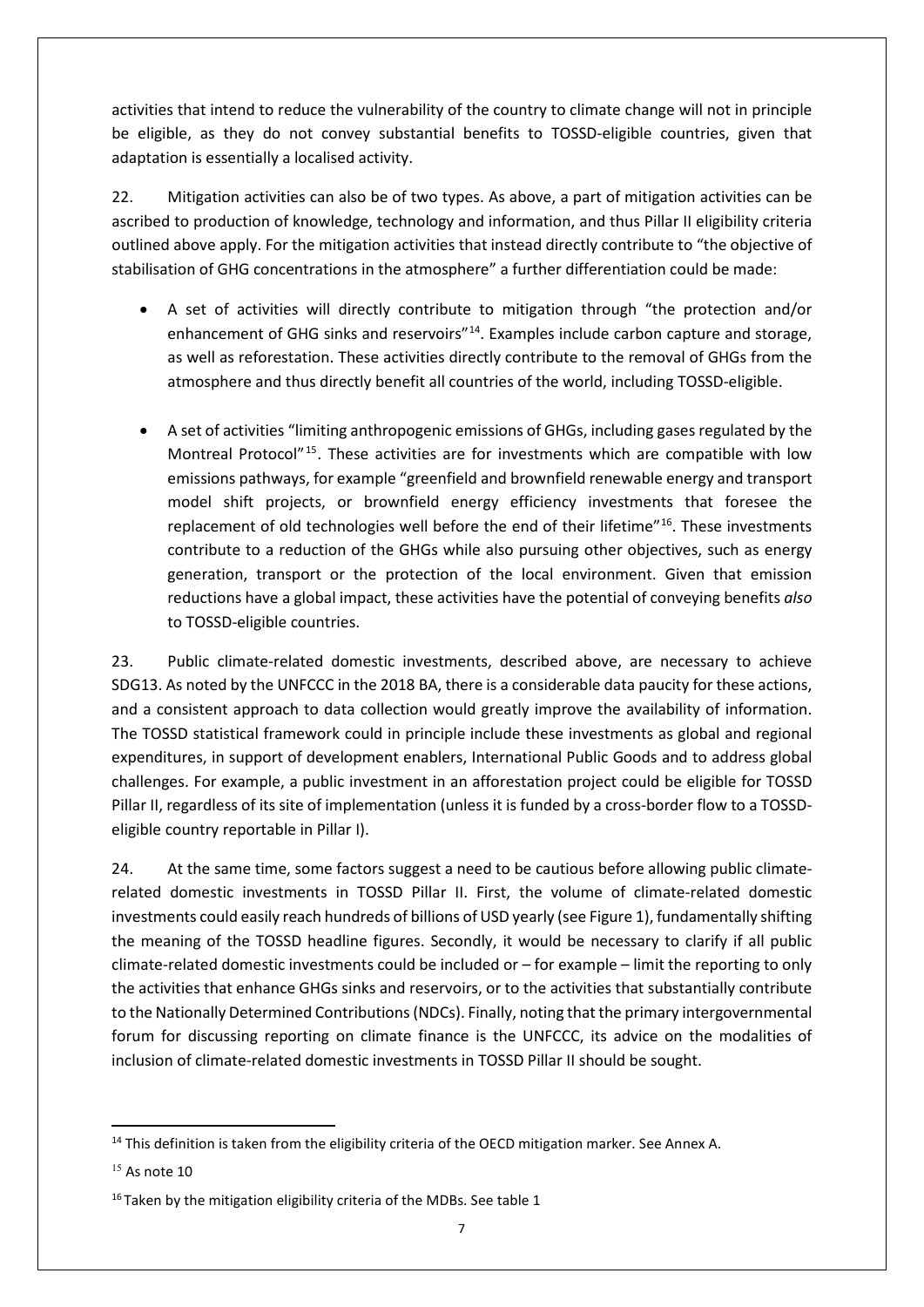activities that intend to reduce the vulnerability of the country to climate change will not in principle be eligible, as they do not convey substantial benefits to TOSSD-eligible countries, given that adaptation is essentially a localised activity.

22. Mitigation activities can also be of two types. As above, a part of mitigation activities can be ascribed to production of knowledge, technology and information, and thus Pillar II eligibility criteria outlined above apply. For the mitigation activities that instead directly contribute to "the objective of stabilisation of GHG concentrations in the atmosphere" a further differentiation could be made:

- A set of activities will directly contribute to mitigation through "the protection and/or enhancement of GHG sinks and reservoirs"[14]. Examples include carbon capture and storage, as well as reforestation. These activities directly contribute to the removal of GHGs from the atmosphere and thus directly benefit all countries of the world, including TOSSD-eligible.

- A set of activities "limiting anthropogenic emissions of GHGs, including gases regulated by the Montreal Protocol"[15]. These activities are for investments which are compatible with low emissions pathways, for example "greenfield and brownfield renewable energy and transport model shift projects, or brownfield energy efficiency investments that foresee the replacement of old technologies well before the end of their lifetime"[16]. These investments contribute to a reduction of the GHGs while also pursuing other objectives, such as energy generation, transport or the protection of the local environment. Given that emission reductions have a global impact, these activities have the potential of conveying benefits *also* to TOSSD-eligible countries.

23. Public climate-related domestic investments, described above, are necessary to achieve SDG13. As noted by the UNFCCC in the 2018 BA, there is a considerable data paucity for these actions, and a consistent approach to data collection would greatly improve the availability of information. The TOSSD statistical framework could in principle include these investments as global and regional expenditures, in support of development enablers, International Public Goods and to address global challenges. For example, a public investment in an afforestation project could be eligible for TOSSD Pillar II, regardless of its site of implementation (unless it is funded by a cross-border flow to a TOSSD-eligible country reportable in Pillar I).

24. At the same time, some factors suggest a need to be cautious before allowing public climate-related domestic investments in TOSSD Pillar II. First, the volume of climate-related domestic investments could easily reach hundreds of billions of USD yearly (see Figure 1), fundamentally shifting the meaning of the TOSSD headline figures. Secondly, it would be necessary to clarify if all public climate-related domestic investments could be included or – for example – limit the reporting to only the activities that enhance GHGs sinks and reservoirs, or to the activities that substantially contribute to the Nationally Determined Contributions (NDCs). Finally, noting that the primary intergovernmental forum for discussing reporting on climate finance is the UNFCCC, its advice on the modalities of inclusion of climate-related domestic investments in TOSSD Pillar II should be sought.

---

[14] This definition is taken from the eligibility criteria of the OECD mitigation marker. See Annex A.

[15] As note 10

[16] Taken by the mitigation eligibility criteria of the MDBs. See table 1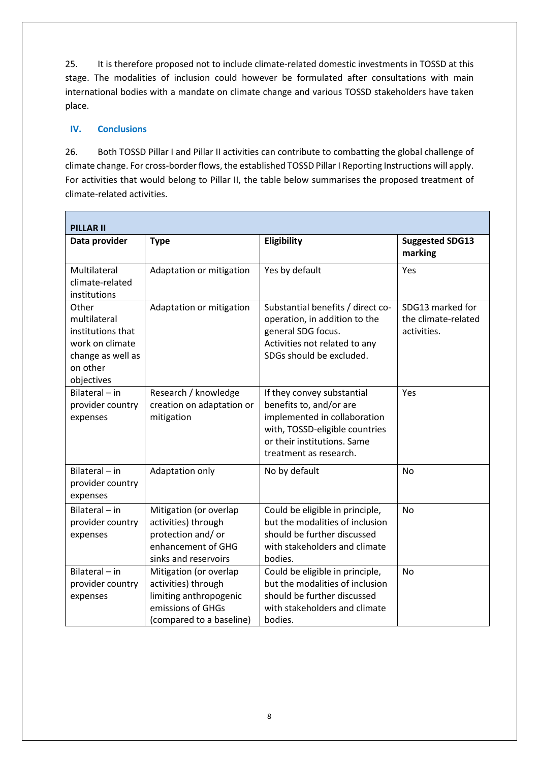25. It is therefore proposed not to include climate-related domestic investments in TOSSD at this stage. The modalities of inclusion could however be formulated after consultations with main international bodies with a mandate on climate change and various TOSSD stakeholders have taken place.

## IV. Conclusions

26. Both TOSSD Pillar I and Pillar II activities can contribute to combatting the global challenge of climate change. For cross-border flows, the established TOSSD Pillar I Reporting Instructions will apply. For activities that would belong to Pillar II, the table below summarises the proposed treatment of climate-related activities.

| **PILLAR II** | | | |
|---|---|---|---|
| **Data provider** | **Type** | **Eligibility** | **Suggested SDG13 marking** |
| Multilateral climate-related institutions | Adaptation or mitigation | Yes by default | Yes |
| Other multilateral institutions that work on climate change as well as on other objectives | Adaptation or mitigation | Substantial benefits / direct co-operation, in addition to the general SDG focus. Activities not related to any SDGs should be excluded. | SDG13 marked for the climate-related activities. |
| Bilateral – in provider country expenses | Research / knowledge creation on adaptation or mitigation | If they convey substantial benefits to, and/or are implemented in collaboration with, TOSSD-eligible countries or their institutions. Same treatment as research. | Yes |
| Bilateral – in provider country expenses | Adaptation only | No by default | No |
| Bilateral – in provider country expenses | Mitigation (or overlap activities) through protection and/ or enhancement of GHG sinks and reservoirs | Could be eligible in principle, but the modalities of inclusion should be further discussed with stakeholders and climate bodies. | No |
| Bilateral – in provider country expenses | Mitigation (or overlap activities) through limiting anthropogenic emissions of GHGs (compared to a baseline) | Could be eligible in principle, but the modalities of inclusion should be further discussed with stakeholders and climate bodies. | No |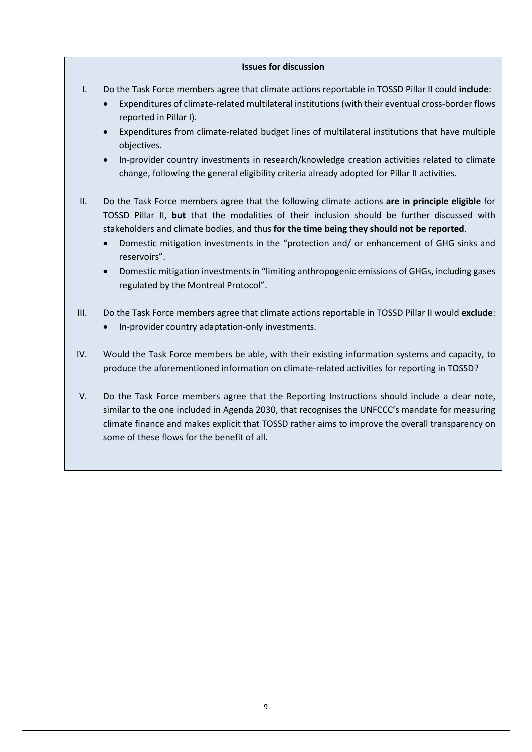**Issues for discussion**

I. Do the Task Force members agree that climate actions reportable in TOSSD Pillar II could **include**:

- Expenditures of climate-related multilateral institutions (with their eventual cross-border flows reported in Pillar I).
- Expenditures from climate-related budget lines of multilateral institutions that have multiple objectives.
- In-provider country investments in research/knowledge creation activities related to climate change, following the general eligibility criteria already adopted for Pillar II activities.

II. Do the Task Force members agree that the following climate actions **are in principle eligible** for TOSSD Pillar II, **but** that the modalities of their inclusion should be further discussed with stakeholders and climate bodies, and thus **for the time being they should not be reported**.

- Domestic mitigation investments in the "protection and/ or enhancement of GHG sinks and reservoirs".
- Domestic mitigation investments in "limiting anthropogenic emissions of GHGs, including gases regulated by the Montreal Protocol".

III. Do the Task Force members agree that climate actions reportable in TOSSD Pillar II would **exclude**:

- In-provider country adaptation-only investments.

IV. Would the Task Force members be able, with their existing information systems and capacity, to produce the aforementioned information on climate-related activities for reporting in TOSSD?

V. Do the Task Force members agree that the Reporting Instructions should include a clear note, similar to the one included in Agenda 2030, that recognises the UNFCCC's mandate for measuring climate finance and makes explicit that TOSSD rather aims to improve the overall transparency on some of these flows for the benefit of all.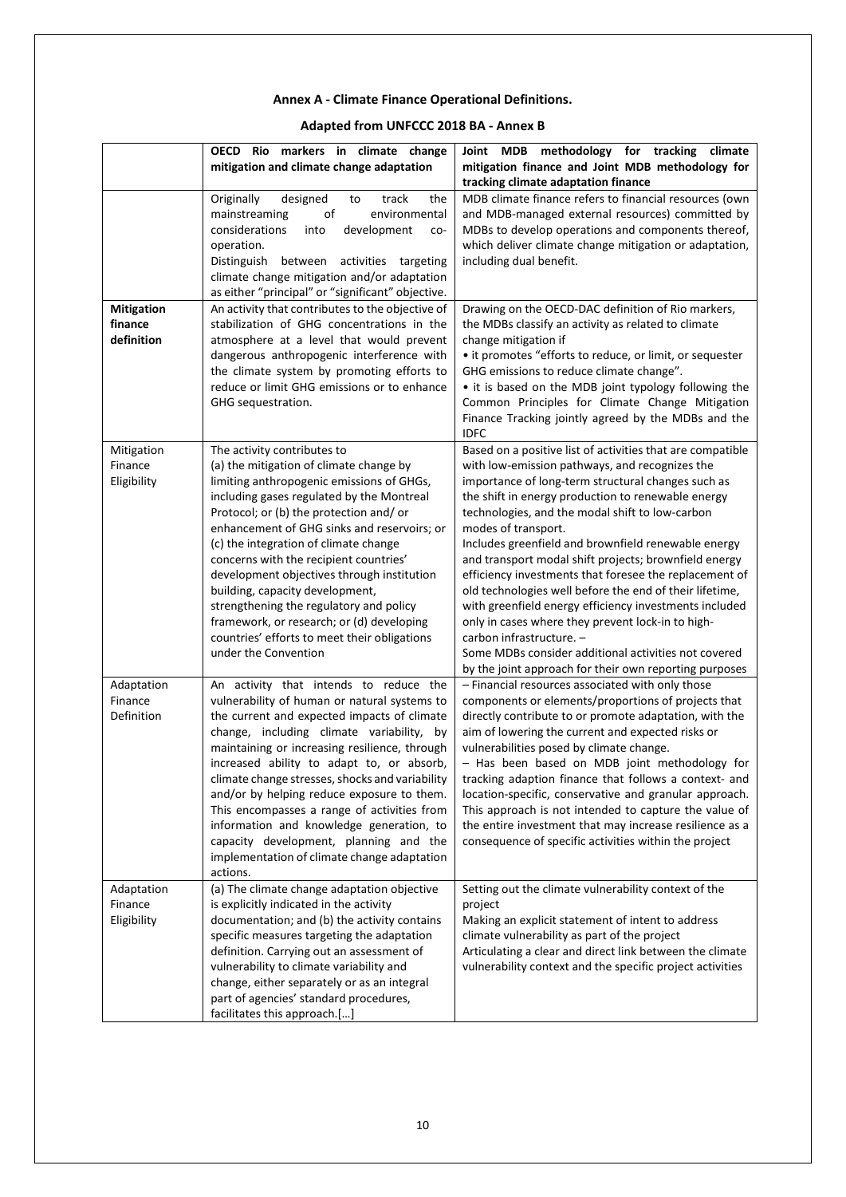## Annex A - Climate Finance Operational Definitions.

### Adapted from UNFCCC 2018 BA - Annex B

| | **OECD Rio markers in climate change mitigation and climate change adaptation** | **Joint MDB methodology for tracking climate mitigation finance and Joint MDB methodology for tracking climate adaptation finance** |
|---|---|---|
| | Originally designed to track the mainstreaming of environmental considerations into development co-operation.<br>Distinguish between activities targeting climate change mitigation and/or adaptation as either "principal" or "significant" objective. | MDB climate finance refers to financial resources (own and MDB-managed external resources) committed by MDBs to develop operations and components thereof, which deliver climate change mitigation or adaptation, including dual benefit. |
| **Mitigation finance definition** | An activity that contributes to the objective of stabilization of GHG concentrations in the atmosphere at a level that would prevent dangerous anthropogenic interference with the climate system by promoting efforts to reduce or limit GHG emissions or to enhance GHG sequestration. | Drawing on the OECD-DAC definition of Rio markers, the MDBs classify an activity as related to climate change mitigation if<br>• it promotes "efforts to reduce, or limit, or sequester GHG emissions to reduce climate change".<br>• it is based on the MDB joint typology following the Common Principles for Climate Change Mitigation Finance Tracking jointly agreed by the MDBs and the IDFC |
| Mitigation Finance Eligibility | The activity contributes to<br>(a) the mitigation of climate change by limiting anthropogenic emissions of GHGs, including gases regulated by the Montreal Protocol; or (b) the protection and/ or enhancement of GHG sinks and reservoirs; or (c) the integration of climate change concerns with the recipient countries' development objectives through institution building, capacity development, strengthening the regulatory and policy framework, or research; or (d) developing countries' efforts to meet their obligations under the Convention | Based on a positive list of activities that are compatible with low-emission pathways, and recognizes the importance of long-term structural changes such as the shift in energy production to renewable energy technologies, and the modal shift to low-carbon modes of transport.<br>Includes greenfield and brownfield renewable energy and transport modal shift projects; brownfield energy efficiency investments that foresee the replacement of old technologies well before the end of their lifetime, with greenfield energy efficiency investments included only in cases where they prevent lock-in to high-carbon infrastructure. –<br>Some MDBs consider additional activities not covered by the joint approach for their own reporting purposes |
| Adaptation Finance Definition | An activity that intends to reduce the vulnerability of human or natural systems to the current and expected impacts of climate change, including climate variability, by maintaining or increasing resilience, through increased ability to adapt to, or absorb, climate change stresses, shocks and variability and/or by helping reduce exposure to them. This encompasses a range of activities from information and knowledge generation, to capacity development, planning and the implementation of climate change adaptation actions. | – Financial resources associated with only those components or elements/proportions of projects that directly contribute to or promote adaptation, with the aim of lowering the current and expected risks or vulnerabilities posed by climate change.<br>– Has been based on MDB joint methodology for tracking adaption finance that follows a context- and location-specific, conservative and granular approach. This approach is not intended to capture the value of the entire investment that may increase resilience as a consequence of specific activities within the project |
| Adaptation Finance Eligibility | (a) The climate change adaptation objective is explicitly indicated in the activity documentation; and (b) the activity contains specific measures targeting the adaptation definition. Carrying out an assessment of vulnerability to climate variability and change, either separately or as an integral part of agencies' standard procedures, facilitates this approach.[…] | Setting out the climate vulnerability context of the project<br>Making an explicit statement of intent to address climate vulnerability as part of the project<br>Articulating a clear and direct link between the climate vulnerability context and the specific project activities |